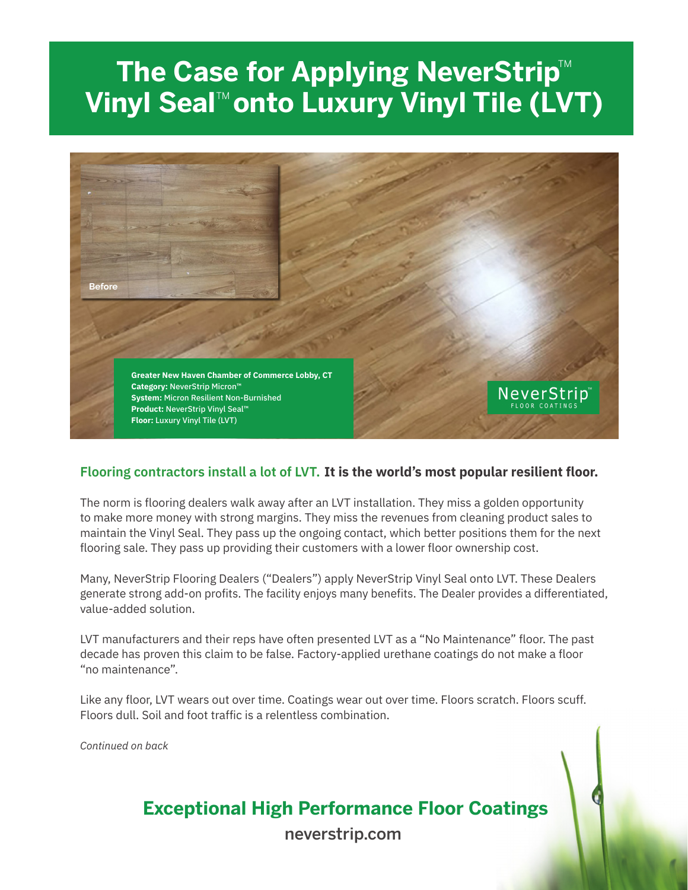# The Case for Applying NeverStrip™ Vinyl Seal™ onto Luxury Vinyl Tile (LVT)

Before

**Greater New Haven Chamber of Commerce Lobby, CT**
**Category:** NeverStrip Micron™
**System:** Micron Resilient Non-Burnished
**Product:** NeverStrip Vinyl Seal™
**Floor:** Luxury Vinyl Tile (LVT)

NeverStrip™ FLOOR COATINGS

**Flooring contractors install a lot of LVT. It is the world's most popular resilient floor.**

The norm is flooring dealers walk away after an LVT installation. They miss a golden opportunity to make more money with strong margins. They miss the revenues from cleaning product sales to maintain the Vinyl Seal. They pass up the ongoing contact, which better positions them for the next flooring sale. They pass up providing their customers with a lower floor ownership cost.

Many, NeverStrip Flooring Dealers ("Dealers") apply NeverStrip Vinyl Seal onto LVT. These Dealers generate strong add-on profits. The facility enjoys many benefits. The Dealer provides a differentiated, value-added solution.

LVT manufacturers and their reps have often presented LVT as a "No Maintenance" floor. The past decade has proven this claim to be false. Factory-applied urethane coatings do not make a floor "no maintenance".

Like any floor, LVT wears out over time. Coatings wear out over time. Floors scratch. Floors scuff. Floors dull. Soil and foot traffic is a relentless combination.

*Continued on back*

**Exceptional High Performance Floor Coatings**

neverstrip.com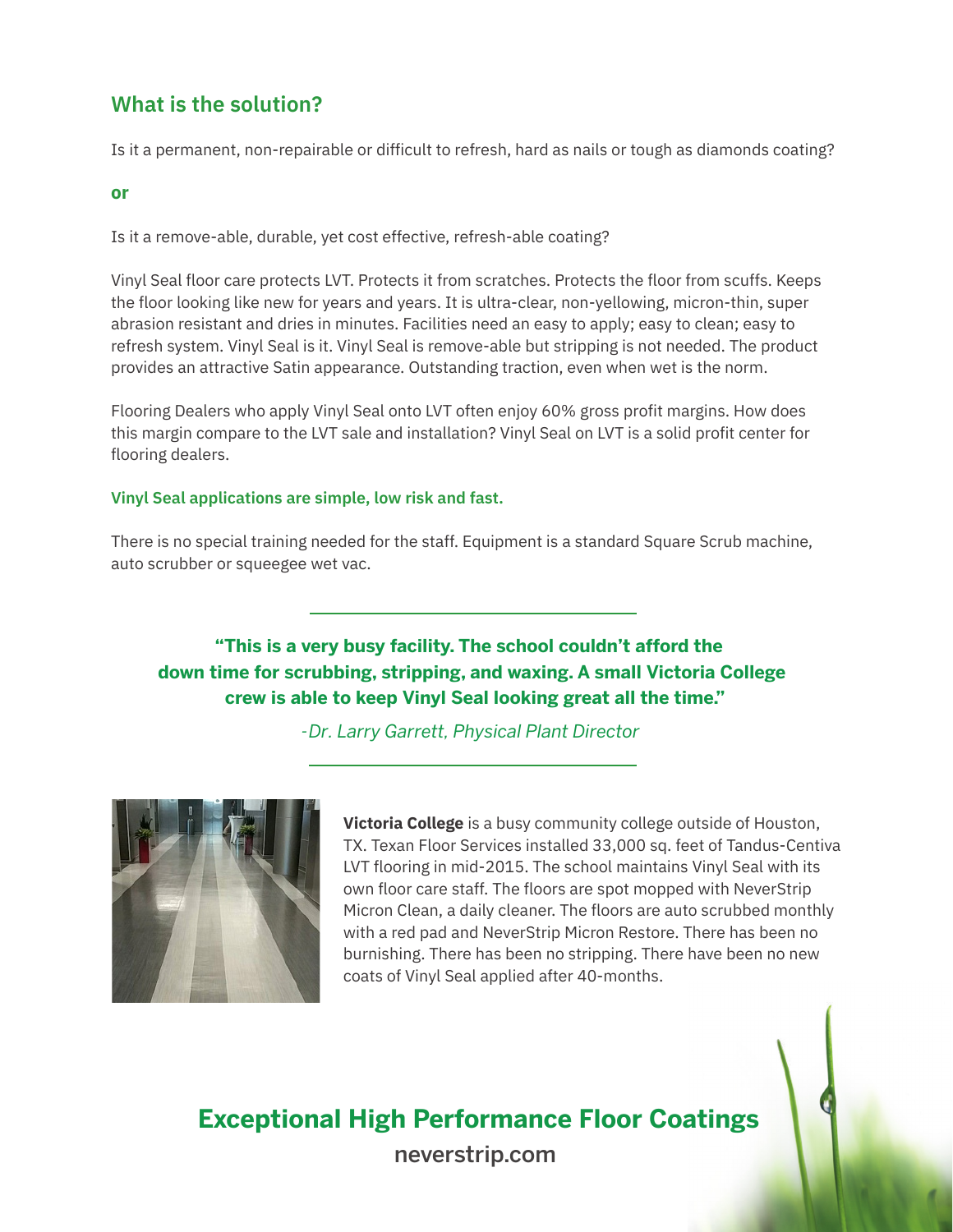## What is the solution?

Is it a permanent, non-repairable or difficult to refresh, hard as nails or tough as diamonds coating?

**or**

Is it a remove-able, durable, yet cost effective, refresh-able coating?

Vinyl Seal floor care protects LVT. Protects it from scratches. Protects the floor from scuffs. Keeps the floor looking like new for years and years. It is ultra-clear, non-yellowing, micron-thin, super abrasion resistant and dries in minutes. Facilities need an easy to apply; easy to clean; easy to refresh system. Vinyl Seal is it. Vinyl Seal is remove-able but stripping is not needed. The product provides an attractive Satin appearance. Outstanding traction, even when wet is the norm.

Flooring Dealers who apply Vinyl Seal onto LVT often enjoy 60% gross profit margins. How does this margin compare to the LVT sale and installation? Vinyl Seal on LVT is a solid profit center for flooring dealers.

**Vinyl Seal applications are simple, low risk and fast.**

There is no special training needed for the staff. Equipment is a standard Square Scrub machine, auto scrubber or squeegee wet vac.

**"This is a very busy facility. The school couldn't afford the down time for scrubbing, stripping, and waxing. A small Victoria College crew is able to keep Vinyl Seal looking great all the time."**

*-Dr. Larry Garrett, Physical Plant Director*

**Victoria College** is a busy community college outside of Houston, TX. Texan Floor Services installed 33,000 sq. feet of Tandus-Centiva LVT flooring in mid-2015. The school maintains Vinyl Seal with its own floor care staff. The floors are spot mopped with NeverStrip Micron Clean, a daily cleaner. The floors are auto scrubbed monthly with a red pad and NeverStrip Micron Restore. There has been no burnishing. There has been no stripping. There have been no new coats of Vinyl Seal applied after 40-months.

## Exceptional High Performance Floor Coatings

neverstrip.com